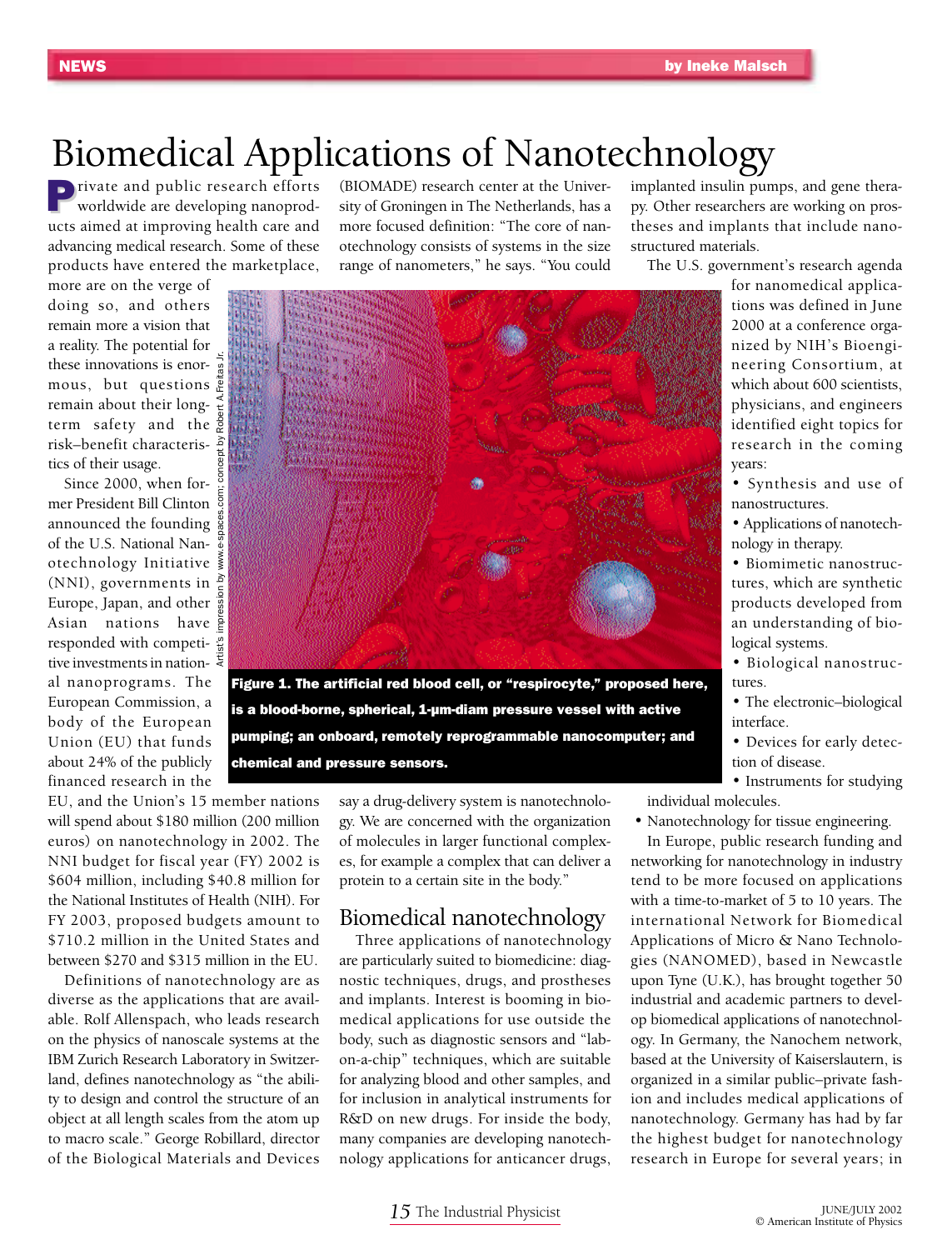# Biomedical Applications of Nanotechnology

Private and public research efforts worldwide are developing nanoproducts aimed at improving health care and advancing medical research. Some of these products have entered the marketplace, more are on the verge of doing so, and others remain more a vision that a reality. The potential for these innovations is enormous, but questions remain about their long-term safety and the risk–benefit characteristics of their usage.

Since 2000, when former President Bill Clinton announced the founding of the U.S. National Nanotechnology Initiative (NNI), governments in Europe, Japan, and other Asian nations have responded with competitive investments in national nanoprograms. The European Commission, a body of the European Union (EU) that funds about 24% of the publicly financed research in the EU, and the Union's 15 member nations will spend about $180 million (200 million euros) on nanotechnology in 2002. The NNI budget for fiscal year (FY) 2002 is $604 million, including $40.8 million for the National Institutes of Health (NIH). For FY 2003, proposed budgets amount to $710.2 million in the United States and between $270 and $315 million in the EU.

Definitions of nanotechnology are as diverse as the applications that are available. Rolf Allenspach, who leads research on the physics of nanoscale systems at the IBM Zurich Research Laboratory in Switzerland, defines nanotechnology as "the ability to design and control the structure of an object at all length scales from the atom up to macro scale." George Robillard, director of the Biological Materials and Devices (BIOMADE) research center at the University of Groningen in The Netherlands, has a more focused definition: "The core of nanotechnology consists of systems in the size range of nanometers," he says. "You could say a drug-delivery system is nanotechnology. We are concerned with the organization of molecules in larger functional complexes, for example a complex that can deliver a protein to a certain site in the body."

Artist's impression by www.e-spaces.com; concept by Robert A Freitas Jr.

**Figure 1. The artificial red blood cell, or "respirocyte," proposed here, is a blood-borne, spherical, 1-µm-diam pressure vessel with active pumping; an onboard, remotely reprogrammable nanocomputer; and chemical and pressure sensors.**

## Biomedical nanotechnology

Three applications of nanotechnology are particularly suited to biomedicine: diagnostic techniques, drugs, and prostheses and implants. Interest is booming in biomedical applications for use outside the body, such as diagnostic sensors and "lab-on-a-chip" techniques, which are suitable for analyzing blood and other samples, and for inclusion in analytical instruments for R&D on new drugs. For inside the body, many companies are developing nanotechnology applications for anticancer drugs, implanted insulin pumps, and gene therapy. Other researchers are working on prostheses and implants that include nanostructured materials.

The U.S. government's research agenda for nanomedical applications was defined in June 2000 at a conference organized by NIH's Bioengineering Consortium, at which about 600 scientists, physicians, and engineers identified eight topics for research in the coming years:

- Synthesis and use of nanostructures.
- Applications of nanotechnology in therapy.
- Biomimetic nanostructures, which are synthetic products developed from an understanding of biological systems.
- Biological nanostructures.
- The electronic–biological interface.
- Devices for early detection of disease.
- Instruments for studying individual molecules.
- Nanotechnology for tissue engineering.

In Europe, public research funding and networking for nanotechnology in industry tend to be more focused on applications with a time-to-market of 5 to 10 years. The international Network for Biomedical Applications of Micro & Nano Technologies (NANOMED), based in Newcastle upon Tyne (U.K.), has brought together 50 industrial and academic partners to develop biomedical applications of nanotechnology. In Germany, the Nanochem network, based at the University of Kaiserslautern, is organized in a similar public–private fashion and includes medical applications of nanotechnology. Germany has had by far the highest budget for nanotechnology research in Europe for several years; in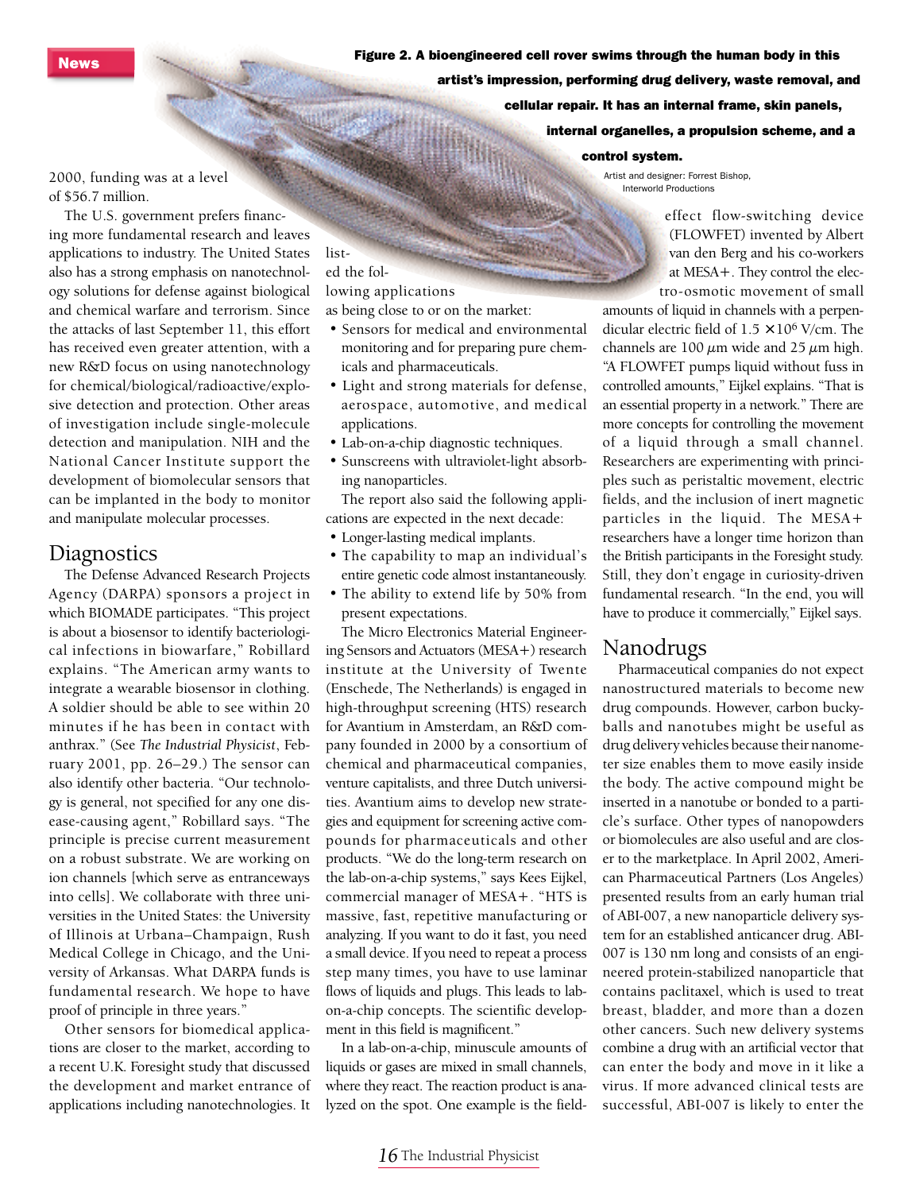2000, funding was at a level of $56.7 million.

The U.S. government prefers financing more fundamental research and leaves applications to industry. The United States also has a strong emphasis on nanotechnology solutions for defense against biological and chemical warfare and terrorism. Since the attacks of last September 11, this effort has received even greater attention, with a new R&D focus on using nanotechnology for chemical/biological/radioactive/explosive detection and protection. Other areas of investigation include single-molecule detection and manipulation. NIH and the National Cancer Institute support the development of biomolecular sensors that can be implanted in the body to monitor and manipulate molecular processes.

## Diagnostics

The Defense Advanced Research Projects Agency (DARPA) sponsors a project in which BIOMADE participates. "This project is about a biosensor to identify bacteriological infections in biowarfare," Robillard explains. "The American army wants to integrate a wearable biosensor in clothing. A soldier should be able to see within 20 minutes if he has been in contact with anthrax." (See *The Industrial Physicist*, February 2001, pp. 26–29.) The sensor can also identify other bacteria. "Our technology is general, not specified for any one disease-causing agent," Robillard says. "The principle is precise current measurement on a robust substrate. We are working on ion channels [which serve as entranceways into cells]. We collaborate with three universities in the United States: the University of Illinois at Urbana–Champaign, Rush Medical College in Chicago, and the University of Arkansas. What DARPA funds is fundamental research. We hope to have proof of principle in three years."

Other sensors for biomedical applications are closer to the market, according to a recent U.K. Foresight study that discussed the development and market entrance of applications including nanotechnologies. It listed the following applications as being close to or on the market:

- Sensors for medical and environmental monitoring and for preparing pure chemicals and pharmaceuticals.
- Light and strong materials for defense, aerospace, automotive, and medical applications.
- Lab-on-a-chip diagnostic techniques.
- Sunscreens with ultraviolet-light absorbing nanoparticles.

The report also said the following applications are expected in the next decade:

- Longer-lasting medical implants.
- The capability to map an individual's entire genetic code almost instantaneously.
- The ability to extend life by 50% from present expectations.

The Micro Electronics Material Engineering Sensors and Actuators (MESA+) research institute at the University of Twente (Enschede, The Netherlands) is engaged in high-throughput screening (HTS) research for Avantium in Amsterdam, an R&D company founded in 2000 by a consortium of chemical and pharmaceutical companies, venture capitalists, and three Dutch universities. Avantium aims to develop new strategies and equipment for screening active compounds for pharmaceuticals and other products. "We do the long-term research on the lab-on-a-chip systems," says Kees Eijkel, commercial manager of MESA+. "HTS is massive, fast, repetitive manufacturing or analyzing. If you want to do it fast, you need a small device. If you need to repeat a process step many times, you have to use laminar flows of liquids and plugs. This leads to lab-on-a-chip concepts. The scientific development in this field is magnificent."

In a lab-on-a-chip, minuscule amounts of liquids or gases are mixed in small channels, where they react. The reaction product is analyzed on the spot. One example is the field-effect flow-switching device (FLOWFET) invented by Albert van den Berg and his co-workers at MESA+. They control the electro-osmotic movement of small amounts of liquid in channels with a perpendicular electric field of $1.5 \times 10^6$ V/cm. The channels are 100 $\mu$m wide and 25 $\mu$m high. "A FLOWFET pumps liquid without fuss in controlled amounts," Eijkel explains. "That is an essential property in a network." There are more concepts for controlling the movement of a liquid through a small channel. Researchers are experimenting with principles such as peristaltic movement, electric fields, and the inclusion of inert magnetic particles in the liquid. The MESA+ researchers have a longer time horizon than the British participants in the Foresight study. Still, they don't engage in curiosity-driven fundamental research. "In the end, you will have to produce it commercially," Eijkel says.

**Figure 2. A bioengineered cell rover swims through the human body in this artist's impression, performing drug delivery, waste removal, and cellular repair. It has an internal frame, skin panels, internal organelles, a propulsion scheme, and a control system.**

Artist and designer: Forrest Bishop, Interworld Productions

## Nanodrugs

Pharmaceutical companies do not expect nanostructured materials to become new drug compounds. However, carbon buckyballs and nanotubes might be useful as drug delivery vehicles because their nanometer size enables them to move easily inside the body. The active compound might be inserted in a nanotube or bonded to a particle's surface. Other types of nanopowders or biomolecules are also useful and are closer to the marketplace. In April 2002, American Pharmaceutical Partners (Los Angeles) presented results from an early human trial of ABI-007, a new nanoparticle delivery system for an established anticancer drug. ABI-007 is 130 nm long and consists of an engineered protein-stabilized nanoparticle that contains paclitaxel, which is used to treat breast, bladder, and more than a dozen other cancers. Such new delivery systems combine a drug with an artificial vector that can enter the body and move in it like a virus. If more advanced clinical tests are successful, ABI-007 is likely to enter the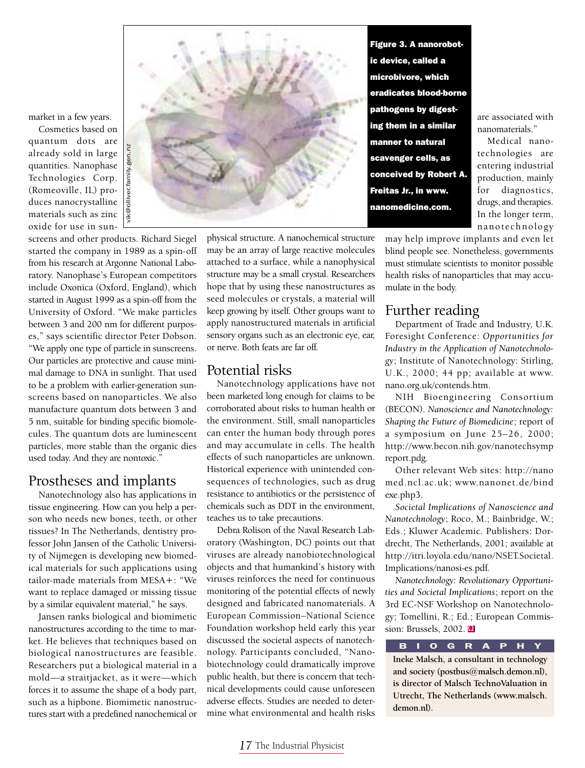market in a few years.

Cosmetics based on quantum dots are already sold in large quantities. Nanophase Technologies Corp. (Romeoville, IL) produces nanocrystalline materials such as zinc oxide for use in sunscreens and other products. Richard Siegel started the company in 1989 as a spin-off from his research at Argonne National Laboratory. Nanophase's European competitors include Oxonica (Oxford, England), which started in August 1999 as a spin-off from the University of Oxford. "We make particles between 3 and 200 nm for different purposes," says scientific director Peter Dobson. "We apply one type of particle in sunscreens. Our particles are protective and cause minimal damage to DNA in sunlight. That used to be a problem with earlier-generation sunscreens based on nanoparticles. We also manufacture quantum dots between 3 and 5 nm, suitable for binding specific biomolecules. The quantum dots are luminescent particles, more stable than the organic dies used today. And they are nontoxic."

## Prostheses and implants

Nanotechnology also has applications in tissue engineering. How can you help a person who needs new bones, teeth, or other tissues? In The Netherlands, dentistry professor John Jansen of the Catholic University of Nijmegen is developing new biomedical materials for such applications using tailor-made materials from MESA+: "We want to replace damaged or missing tissue by a similar equivalent material," he says.

Jansen ranks biological and biomimetic nanostructures according to the time to market. He believes that techniques based on biological nanostructures are feasible. Researchers put a biological material in a mold—a straitjacket, as it were—which forces it to assume the shape of a body part, such as a hipbone. Biomimetic nanostructures start with a predefined nanochemical or physical structure. A nanochemical structure may be an array of large reactive molecules attached to a surface, while a nanophysical structure may be a small crystal. Researchers hope that by using these nanostructures as seed molecules or crystals, a material will keep growing by itself. Other groups want to apply nanostructured materials in artificial sensory organs such as an electronic eye, ear, or nerve. Both feats are far off.

## Potential risks

Nanotechnology applications have not been marketed long enough for claims to be corroborated about risks to human health or the environment. Still, small nanoparticles can enter the human body through pores and may accumulate in cells. The health effects of such nanoparticles are unknown. Historical experience with unintended consequences of technologies, such as drug resistance to antibiotics or the persistence of chemicals such as DDT in the environment, teaches us to take precautions.

Debra Rolison of the Naval Research Laboratory (Washington, DC) points out that viruses are already nanobiotechnological objects and that humankind's history with viruses reinforces the need for continuous monitoring of the potential effects of newly designed and fabricated nanomaterials. A European Commission–National Science Foundation workshop held early this year discussed the societal aspects of nanotechnology. Participants concluded, "Nanobiotechnology could dramatically improve public health, but there is concern that technical developments could cause unforeseen adverse effects. Studies are needed to determine what environmental and health risks are associated with nanomaterials."

Medical nanotechnologies are entering industrial production, mainly for diagnostics, drugs, and therapies. In the longer term, nanotechnology may help improve implants and even let blind people see. Nonetheless, governments must stimulate scientists to monitor possible health risks of nanoparticles that may accumulate in the body.

**Figure 3. A nanorobotic device, called a microbivore, which eradicates blood-borne pathogens by digesting them in a similar manner to natural scavenger cells, as conceived by Robert A. Freitas Jr., in www.nanomedicine.com.**

vik@olliver.family.gen.nz

## Further reading

Department of Trade and Industry, U.K. Foresight Conference: *Opportunities for Industry in the Application of Nanotechnology*; Institute of Nanotechnology: Stirling, U.K., 2000; 44 pp; available at www.nano.org.uk/contends.htm.

NIH Bioengineering Consortium (BECON). *Nanoscience and Nanotechnology: Shaping the Future of Biomedicine*; report of a symposium on June 25–26, 2000; http://www.becon.nih.gov/nanotechsymp report.pdg.

Other relevant Web sites: http://nanomed.ncl.ac.uk; www.nanonet.de/bindexe.php3.

*Societal Implications of Nanoscience and Nanotechnology*; Roco, M.; Bainbridge, W.; Eds.; Kluwer Academic. Publishers: Dordrecht, The Netherlands, 2001; available at http://itri.loyola.edu/nano/NSET.Societal.Implications/nanosi-es.pdf.

*Nanotechnology: Revolutionary Opportunities and Societal Implications*; report on the 3rd EC-NSF Workshop on Nanotechnology; Tomellini, R.; Ed.; European Commission: Brussels, 2002.

## BIOGRAPHY

**Ineke Malsch, a consultant in technology and society (postbus@malsch.demon.nl), is director of Malsch TechnoValuation in Utrecht, The Netherlands (www.malsch.demon.nl).**